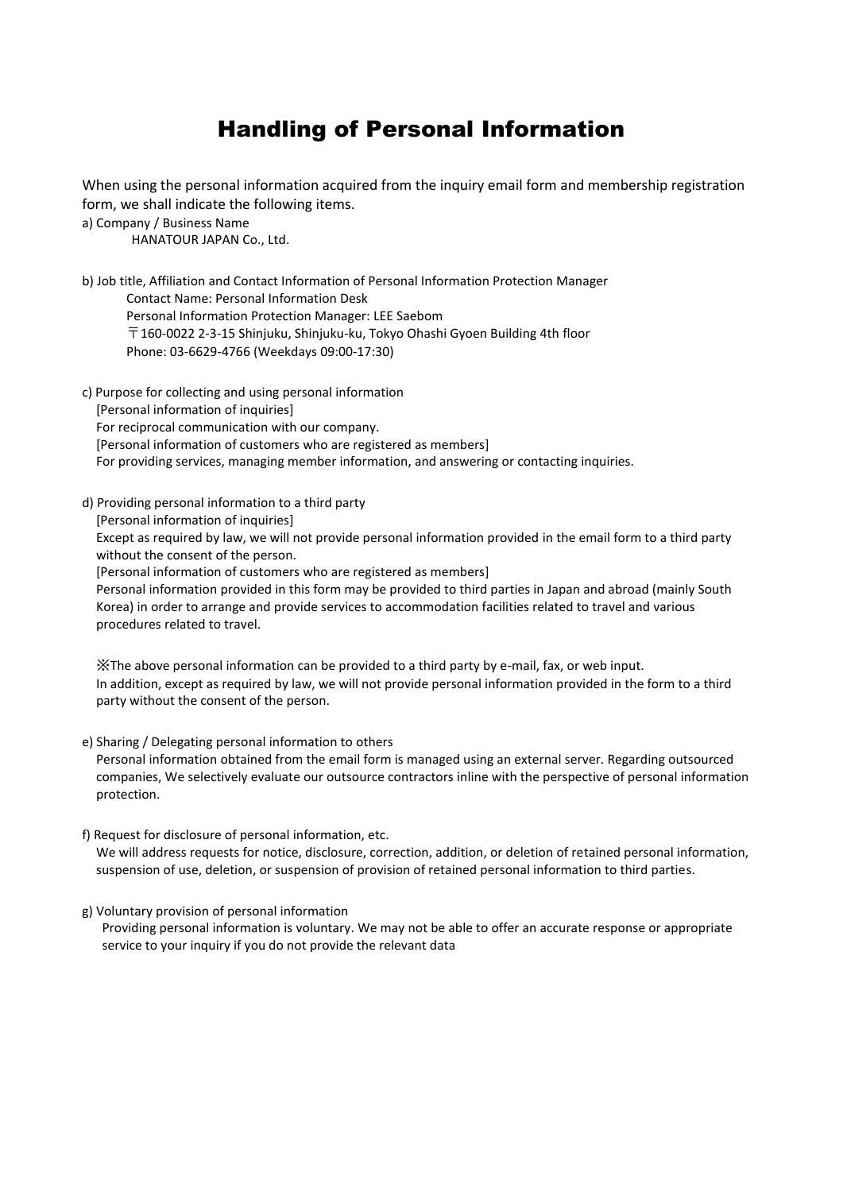# Handling of Personal Information

When using the personal information acquired from the inquiry email form and membership registration form, we shall indicate the following items.

a) Company / Business Name

HANATOUR JAPAN Co., Ltd.

b) Job title, Affiliation and Contact Information of Personal Information Protection Manager

Contact Name: Personal Information Desk

Personal Information Protection Manager: LEE Saebom

〒160-0022 2-3-15 Shinjuku, Shinjuku-ku, Tokyo Ohashi Gyoen Building 4th floor

Phone: 03-6629-4766 (Weekdays 09:00-17:30)

c) Purpose for collecting and using personal information

[Personal information of inquiries]

For reciprocal communication with our company.

[Personal information of customers who are registered as members]

For providing services, managing member information, and answering or contacting inquiries.

d) Providing personal information to a third party

[Personal information of inquiries]

Except as required by law, we will not provide personal information provided in the email form to a third party without the consent of the person.

[Personal information of customers who are registered as members]

Personal information provided in this form may be provided to third parties in Japan and abroad (mainly South Korea) in order to arrange and provide services to accommodation facilities related to travel and various procedures related to travel.

※The above personal information can be provided to a third party by e-mail, fax, or web input.
In addition, except as required by law, we will not provide personal information provided in the form to a third party without the consent of the person.

e) Sharing / Delegating personal information to others

Personal information obtained from the email form is managed using an external server. Regarding outsourced companies, We selectively evaluate our outsource contractors inline with the perspective of personal information protection.

f) Request for disclosure of personal information, etc.

We will address requests for notice, disclosure, correction, addition, or deletion of retained personal information, suspension of use, deletion, or suspension of provision of retained personal information to third parties.

g) Voluntary provision of personal information

Providing personal information is voluntary. We may not be able to offer an accurate response or appropriate service to your inquiry if you do not provide the relevant data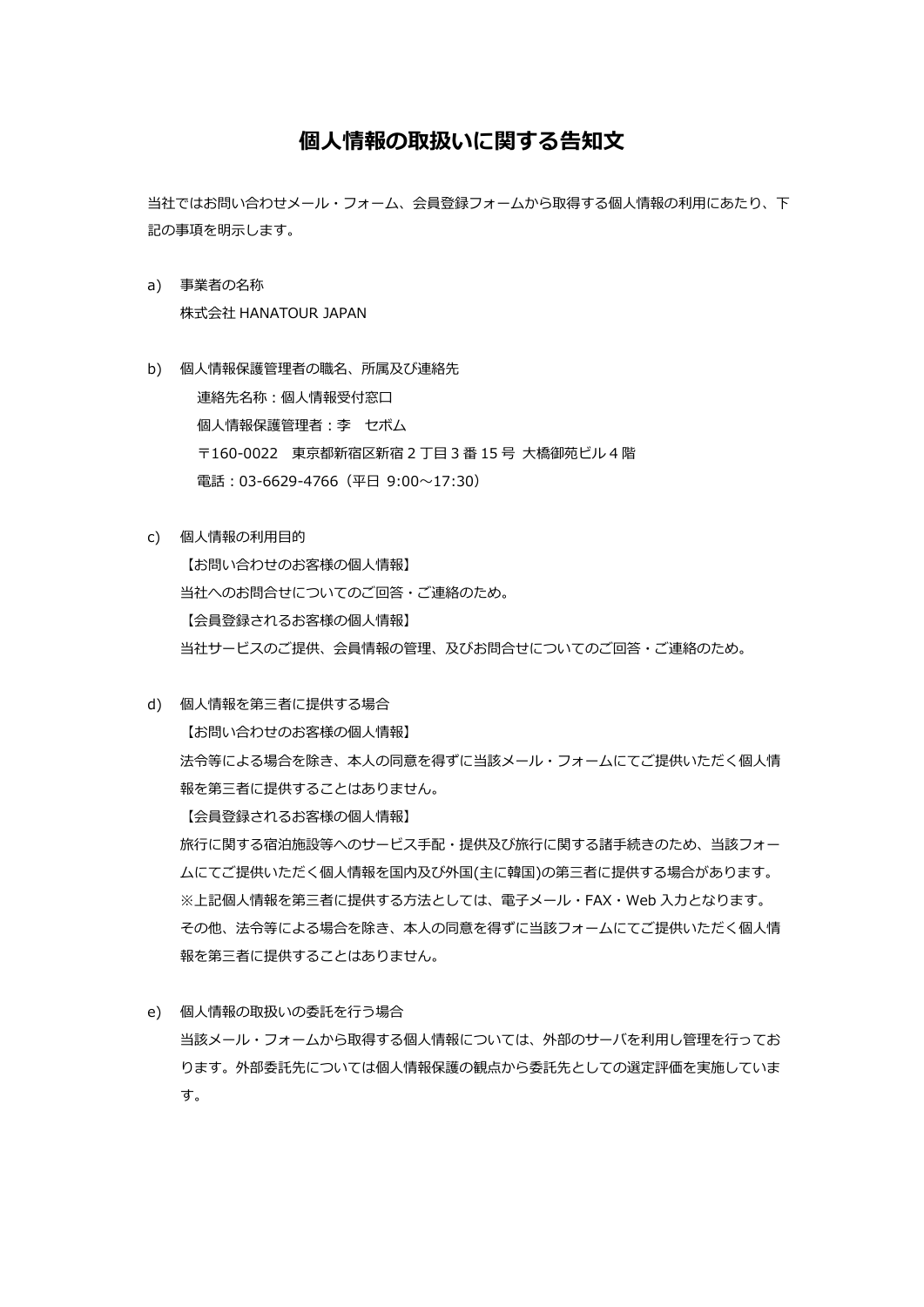# 個人情報の取扱いに関する告知文

当社ではお問い合わせメール・フォーム、会員登録フォームから取得する個人情報の利用にあたり、下記の事項を明示します。

a) 事業者の名称

株式会社 HANATOUR JAPAN

b) 個人情報保護管理者の職名、所属及び連絡先

連絡先名称：個人情報受付窓口

個人情報保護管理者：李　セボム

〒160-0022　東京都新宿区新宿 2 丁目 3 番 15 号 大橋御苑ビル 4 階

電話：03-6629-4766（平日 9:00～17:30）

c) 個人情報の利用目的

【お問い合わせのお客様の個人情報】

当社へのお問合せについてのご回答・ご連絡のため。

【会員登録されるお客様の個人情報】

当社サービスのご提供、会員情報の管理、及びお問合せについてのご回答・ご連絡のため。

d) 個人情報を第三者に提供する場合

【お問い合わせのお客様の個人情報】

法令等による場合を除き、本人の同意を得ずに当該メール・フォームにてご提供いただく個人情報を第三者に提供することはありません。

【会員登録されるお客様の個人情報】

旅行に関する宿泊施設等へのサービス手配・提供及び旅行に関する諸手続きのため、当該フォームにてご提供いただく個人情報を国内及び外国(主に韓国)の第三者に提供する場合があります。

※上記個人情報を第三者に提供する方法としては、電子メール・FAX・Web 入力となります。

その他、法令等による場合を除き、本人の同意を得ずに当該フォームにてご提供いただく個人情報を第三者に提供することはありません。

e) 個人情報の取扱いの委託を行う場合

当該メール・フォームから取得する個人情報については、外部のサーバを利用し管理を行っております。外部委託先については個人情報保護の観点から委託先としての選定評価を実施しています。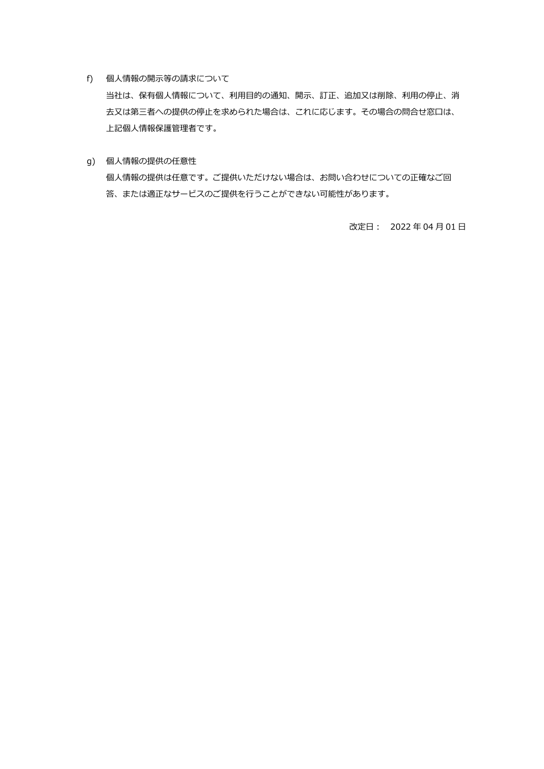f)　個人情報の開示等の請求について

当社は、保有個人情報について、利用目的の通知、開示、訂正、追加又は削除、利用の停止、消去又は第三者への提供の停止を求められた場合は、これに応じます。その場合の問合せ窓口は、上記個人情報保護管理者です。

g)　個人情報の提供の任意性

個人情報の提供は任意です。ご提供いただけない場合は、お問い合わせについての正確なご回答、または適正なサービスのご提供を行うことができない可能性があります。

改定日：　2022 年 04 月 01 日